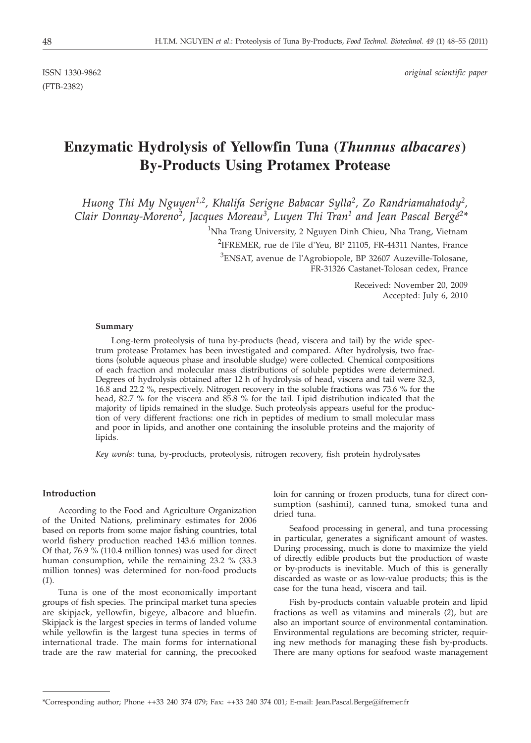ISSN 1330-9862 (FTB-2382)

*original scientific paper*

# Enzymatic Hydrolysis of Yellowfin Tuna (*Thunnus albacares*) By-Products Using Protamex Protease

*Huong Thi My Nguyen[1,2], Khalifa Serigne Babacar Sylla[2], Zo Randriamahatody[2], Clair Donnay-Moreno[2], Jacques Moreau[3], Luyen Thi Tran[1] and Jean Pascal Bergé[2]**

[1]Nha Trang University, 2 Nguyen Dinh Chieu, Nha Trang, Vietnam

[2]IFREMER, rue de l'île d'Yeu, BP 21105, FR-44311 Nantes, France

[3]ENSAT, avenue de l'Agrobiopole, BP 32607 Auzeville-Tolosane, FR-31326 Castanet-Tolosan cedex, France

Received: November 20, 2009
Accepted: July 6, 2010

#### Summary

Long-term proteolysis of tuna by-products (head, viscera and tail) by the wide spectrum protease Protamex has been investigated and compared. After hydrolysis, two fractions (soluble aqueous phase and insoluble sludge) were collected. Chemical compositions of each fraction and molecular mass distributions of soluble peptides were determined. Degrees of hydrolysis obtained after 12 h of hydrolysis of head, viscera and tail were 32.3, 16.8 and 22.2 %, respectively. Nitrogen recovery in the soluble fractions was 73.6 % for the head, 82.7 % for the viscera and 85.8 % for the tail. Lipid distribution indicated that the majority of lipids remained in the sludge. Such proteolysis appears useful for the production of very different fractions: one rich in peptides of medium to small molecular mass and poor in lipids, and another one containing the insoluble proteins and the majority of lipids.

*Key words*: tuna, by-products, proteolysis, nitrogen recovery, fish protein hydrolysates

## Introduction

According to the Food and Agriculture Organization of the United Nations, preliminary estimates for 2006 based on reports from some major fishing countries, total world fishery production reached 143.6 million tonnes. Of that, 76.9 % (110.4 million tonnes) was used for direct human consumption, while the remaining 23.2 % (33.3 million tonnes) was determined for non-food products (*1*).

Tuna is one of the most economically important groups of fish species. The principal market tuna species are skipjack, yellowfin, bigeye, albacore and bluefin. Skipjack is the largest species in terms of landed volume while yellowfin is the largest tuna species in terms of international trade. The main forms for international trade are the raw material for canning, the precooked loin for canning or frozen products, tuna for direct consumption (sashimi), canned tuna, smoked tuna and dried tuna.

Seafood processing in general, and tuna processing in particular, generates a significant amount of wastes. During processing, much is done to maximize the yield of directly edible products but the production of waste or by-products is inevitable. Much of this is generally discarded as waste or as low-value products; this is the case for the tuna head, viscera and tail.

Fish by-products contain valuable protein and lipid fractions as well as vitamins and minerals (*2*), but are also an important source of environmental contamination. Environmental regulations are becoming stricter, requiring new methods for managing these fish by-products. There are many options for seafood waste management

*Corresponding author; Phone ++33 240 374 079; Fax: ++33 240 374 001; E-mail: Jean.Pascal.Berge@ifremer.fr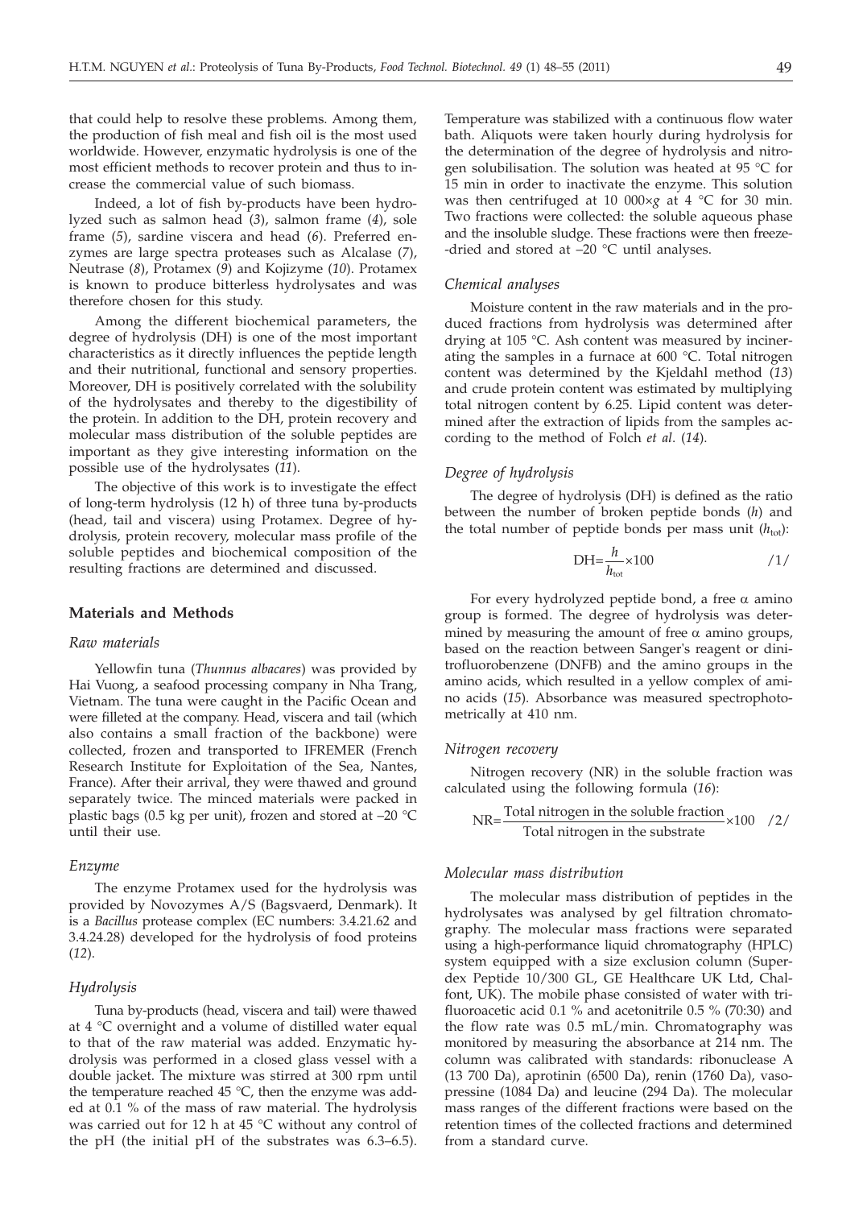that could help to resolve these problems. Among them, the production of fish meal and fish oil is the most used worldwide. However, enzymatic hydrolysis is one of the most efficient methods to recover protein and thus to increase the commercial value of such biomass.

Indeed, a lot of fish by-products have been hydrolyzed such as salmon head (*3*), salmon frame (*4*), sole frame (*5*), sardine viscera and head (*6*). Preferred enzymes are large spectra proteases such as Alcalase (*7*), Neutrase (*8*), Protamex (*9*) and Kojizyme (*10*). Protamex is known to produce bitterless hydrolysates and was therefore chosen for this study.

Among the different biochemical parameters, the degree of hydrolysis (DH) is one of the most important characteristics as it directly influences the peptide length and their nutritional, functional and sensory properties. Moreover, DH is positively correlated with the solubility of the hydrolysates and thereby to the digestibility of the protein. In addition to the DH, protein recovery and molecular mass distribution of the soluble peptides are important as they give interesting information on the possible use of the hydrolysates (*11*).

The objective of this work is to investigate the effect of long-term hydrolysis (12 h) of three tuna by-products (head, tail and viscera) using Protamex. Degree of hydrolysis, protein recovery, molecular mass profile of the soluble peptides and biochemical composition of the resulting fractions are determined and discussed.

## Materials and Methods

### *Raw materials*

Yellowfin tuna (*Thunnus albacares*) was provided by Hai Vuong, a seafood processing company in Nha Trang, Vietnam. The tuna were caught in the Pacific Ocean and were filleted at the company. Head, viscera and tail (which also contains a small fraction of the backbone) were collected, frozen and transported to IFREMER (French Research Institute for Exploitation of the Sea, Nantes, France). After their arrival, they were thawed and ground separately twice. The minced materials were packed in plastic bags (0.5 kg per unit), frozen and stored at –20 °C until their use.

### *Enzyme*

The enzyme Protamex used for the hydrolysis was provided by Novozymes A/S (Bagsvaerd, Denmark). It is a *Bacillus* protease complex (EC numbers: 3.4.21.62 and 3.4.24.28) developed for the hydrolysis of food proteins (*12*).

### *Hydrolysis*

Tuna by-products (head, viscera and tail) were thawed at 4 °C overnight and a volume of distilled water equal to that of the raw material was added. Enzymatic hydrolysis was performed in a closed glass vessel with a double jacket. The mixture was stirred at 300 rpm until the temperature reached 45 °C, then the enzyme was added at 0.1 % of the mass of raw material. The hydrolysis was carried out for 12 h at 45 °C without any control of the pH (the initial pH of the substrates was 6.3–6.5). Temperature was stabilized with a continuous flow water bath. Aliquots were taken hourly during hydrolysis for the determination of the degree of hydrolysis and nitrogen solubilisation. The solution was heated at 95 °C for 15 min in order to inactivate the enzyme. This solution was then centrifuged at 10 000×*g* at 4 °C for 30 min. Two fractions were collected: the soluble aqueous phase and the insoluble sludge. These fractions were then freeze-dried and stored at –20 °C until analyses.

### *Chemical analyses*

Moisture content in the raw materials and in the produced fractions from hydrolysis was determined after drying at 105 °C. Ash content was measured by incinerating the samples in a furnace at 600 °C. Total nitrogen content was determined by the Kjeldahl method (*13*) and crude protein content was estimated by multiplying total nitrogen content by 6.25. Lipid content was determined after the extraction of lipids from the samples according to the method of Folch *et al.* (*14*).

### *Degree of hydrolysis*

The degree of hydrolysis (DH) is defined as the ratio between the number of broken peptide bonds ($h$) and the total number of peptide bonds per mass unit ($h_{tot}$):

$$\mathrm{DH}=\frac{h}{h_{\mathrm{tot}}}\times 100 \qquad /1/$$

For every hydrolyzed peptide bond, a free α amino group is formed. The degree of hydrolysis was determined by measuring the amount of free α amino groups, based on the reaction between Sanger's reagent or dinitrofluorobenzene (DNFB) and the amino groups in the amino acids, which resulted in a yellow complex of amino acids (*15*). Absorbance was measured spectrophotometrically at 410 nm.

### *Nitrogen recovery*

Nitrogen recovery (NR) in the soluble fraction was calculated using the following formula (*16*):

$$\mathrm{NR}=\frac{\text{Total nitrogen in the soluble fraction}}{\text{Total nitrogen in the substrate}}\times 100 \qquad /2/$$

### *Molecular mass distribution*

The molecular mass distribution of peptides in the hydrolysates was analysed by gel filtration chromatography. The molecular mass fractions were separated using a high-performance liquid chromatography (HPLC) system equipped with a size exclusion column (Superdex Peptide 10/300 GL, GE Healthcare UK Ltd, Chalfont, UK). The mobile phase consisted of water with trifluoroacetic acid 0.1 % and acetonitrile 0.5 % (70:30) and the flow rate was 0.5 mL/min. Chromatography was monitored by measuring the absorbance at 214 nm. The column was calibrated with standards: ribonuclease A (13 700 Da), aprotinin (6500 Da), renin (1760 Da), vasopressine (1084 Da) and leucine (294 Da). The molecular mass ranges of the different fractions were based on the retention times of the collected fractions and determined from a standard curve.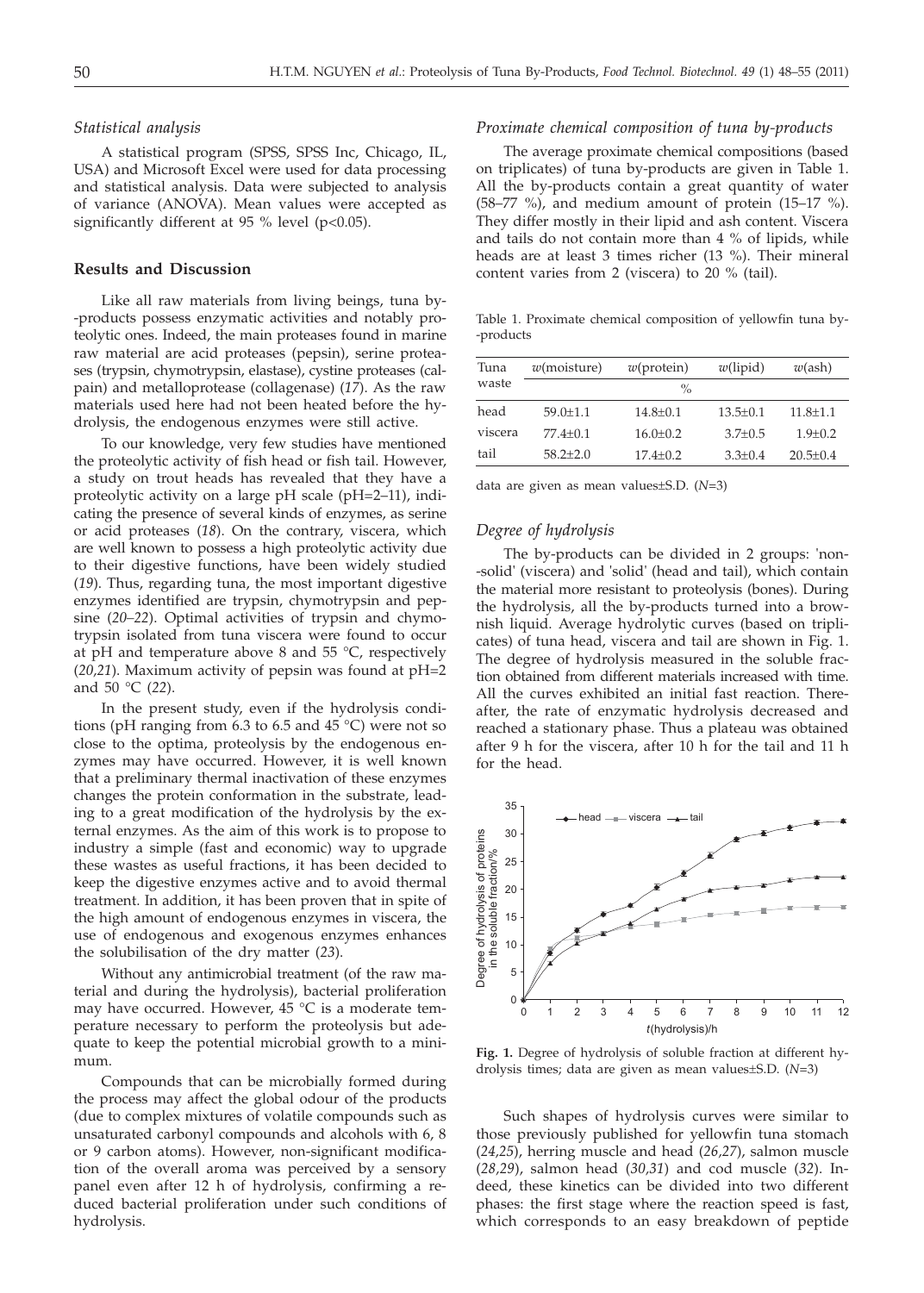### *Statistical analysis*

A statistical program (SPSS, SPSS Inc, Chicago, IL, USA) and Microsoft Excel were used for data processing and statistical analysis. Data were subjected to analysis of variance (ANOVA). Mean values were accepted as significantly different at 95 % level ($p<0.05$).

## Results and Discussion

Like all raw materials from living beings, tuna by-products possess enzymatic activities and notably proteolytic ones. Indeed, the main proteases found in marine raw material are acid proteases (pepsin), serine proteases (trypsin, chymotrypsin, elastase), cystine proteases (calpain) and metalloprotease (collagenase) (*17*). As the raw materials used here had not been heated before the hydrolysis, the endogenous enzymes were still active.

To our knowledge, very few studies have mentioned the proteolytic activity of fish head or fish tail. However, a study on trout heads has revealed that they have a proteolytic activity on a large pH scale (pH=2–11), indicating the presence of several kinds of enzymes, as serine or acid proteases (*18*). On the contrary, viscera, which are well known to possess a high proteolytic activity due to their digestive functions, have been widely studied (*19*). Thus, regarding tuna, the most important digestive enzymes identified are trypsin, chymotrypsin and pepsine (*20–22*). Optimal activities of trypsin and chymotrypsin isolated from tuna viscera were found to occur at pH and temperature above 8 and 55 °C, respectively (*20,21*). Maximum activity of pepsin was found at pH=2 and 50 °C (*22*).

In the present study, even if the hydrolysis conditions (pH ranging from 6.3 to 6.5 and 45 °C) were not so close to the optima, proteolysis by the endogenous enzymes may have occurred. However, it is well known that a preliminary thermal inactivation of these enzymes changes the protein conformation in the substrate, leading to a great modification of the hydrolysis by the external enzymes. As the aim of this work is to propose to industry a simple (fast and economic) way to upgrade these wastes as useful fractions, it has been decided to keep the digestive enzymes active and to avoid thermal treatment. In addition, it has been proven that in spite of the high amount of endogenous enzymes in viscera, the use of endogenous and exogenous enzymes enhances the solubilisation of the dry matter (*23*).

Without any antimicrobial treatment (of the raw material and during the hydrolysis), bacterial proliferation may have occurred. However, 45 °C is a moderate temperature necessary to perform the proteolysis but adequate to keep the potential microbial growth to a minimum.

Compounds that can be microbially formed during the process may affect the global odour of the products (due to complex mixtures of volatile compounds such as unsaturated carbonyl compounds and alcohols with 6, 8 or 9 carbon atoms). However, non-significant modification of the overall aroma was perceived by a sensory panel even after 12 h of hydrolysis, confirming a reduced bacterial proliferation under such conditions of hydrolysis.

### *Proximate chemical composition of tuna by-products*

The average proximate chemical compositions (based on triplicates) of tuna by-products are given in Table 1. All the by-products contain a great quantity of water (58–77 %), and medium amount of protein (15–17 %). They differ mostly in their lipid and ash content. Viscera and tails do not contain more than 4 % of lipids, while heads are at least 3 times richer (13 %). Their mineral content varies from 2 (viscera) to 20 % (tail).

Table 1. Proximate chemical composition of yellowfin tuna by-products

| Tuna waste | *w*(moisture) | *w*(protein) | *w*(lipid) | *w*(ash) |
|---|---|---|---|---|
| | % | | | |
| head | 59.0±1.1 | 14.8±0.1 | 13.5±0.1 | 11.8±1.1 |
| viscera | 77.4±0.1 | 16.0±0.2 | 3.7±0.5 | 1.9±0.2 |
| tail | 58.2±2.0 | 17.4±0.2 | 3.3±0.4 | 20.5±0.4 |

data are given as mean values±S.D. ($N$=3)

### *Degree of hydrolysis*

The by-products can be divided in 2 groups: 'non-solid' (viscera) and 'solid' (head and tail), which contain the material more resistant to proteolysis (bones). During the hydrolysis, all the by-products turned into a brownish liquid. Average hydrolytic curves (based on triplicates) of tuna head, viscera and tail are shown in Fig. 1. The degree of hydrolysis measured in the soluble fraction obtained from different materials increased with time. All the curves exhibited an initial fast reaction. Thereafter, the rate of enzymatic hydrolysis decreased and reached a stationary phase. Thus a plateau was obtained after 9 h for the viscera, after 10 h for the tail and 11 h for the head.

**Fig. 1.** Degree of hydrolysis of soluble fraction at different hydrolysis times; data are given as mean values±S.D. ($N$=3)

Such shapes of hydrolysis curves were similar to those previously published for yellowfin tuna stomach (*24,25*), herring muscle and head (*26,27*), salmon muscle (*28,29*), salmon head (*30,31*) and cod muscle (*32*). Indeed, these kinetics can be divided into two different phases: the first stage where the reaction speed is fast, which corresponds to an easy breakdown of peptide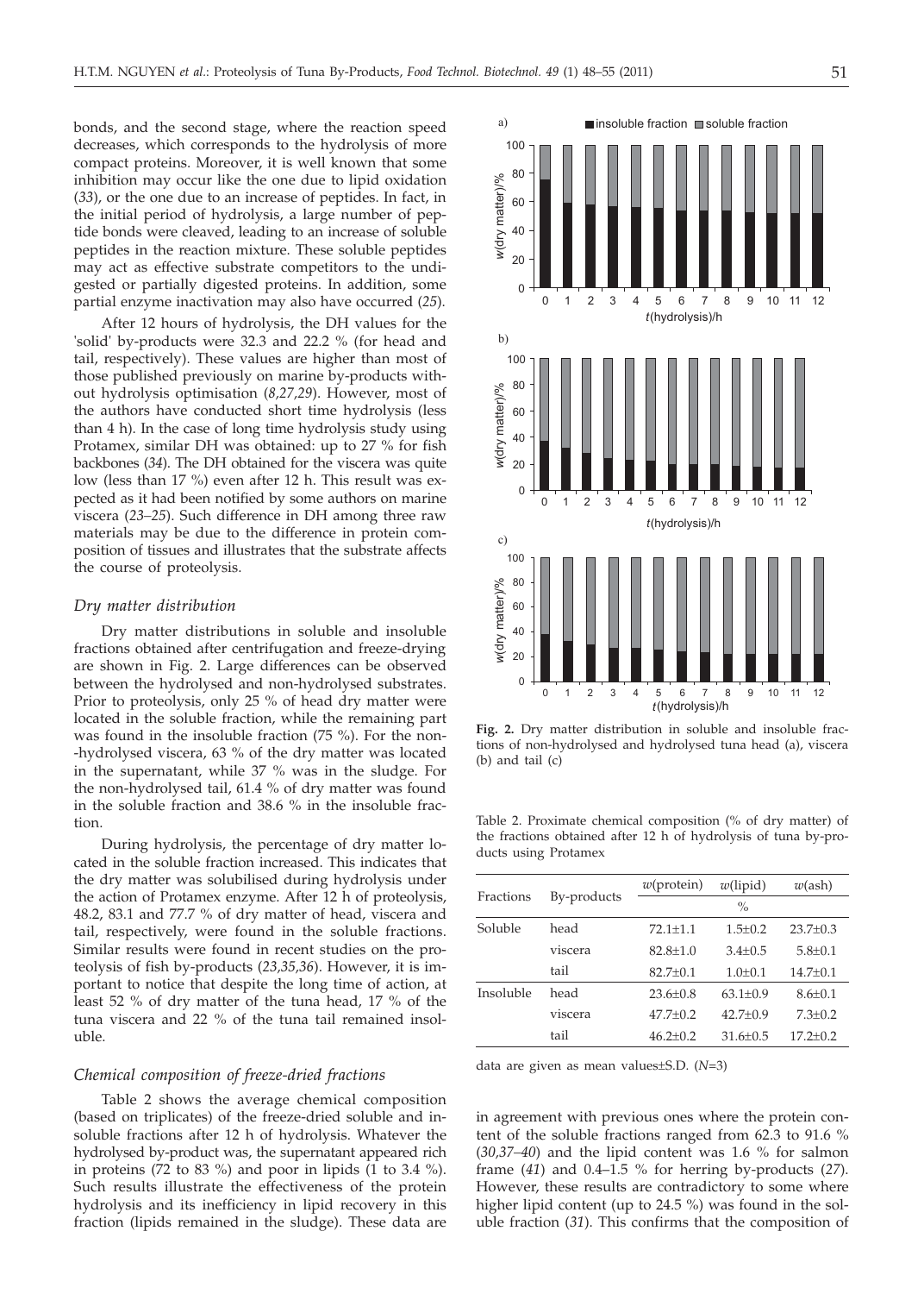bonds, and the second stage, where the reaction speed decreases, which corresponds to the hydrolysis of more compact proteins. Moreover, it is well known that some inhibition may occur like the one due to lipid oxidation (*33*), or the one due to an increase of peptides. In fact, in the initial period of hydrolysis, a large number of peptide bonds were cleaved, leading to an increase of soluble peptides in the reaction mixture. These soluble peptides may act as effective substrate competitors to the undigested or partially digested proteins. In addition, some partial enzyme inactivation may also have occurred (*25*).

After 12 hours of hydrolysis, the DH values for the 'solid' by-products were 32.3 and 22.2 % (for head and tail, respectively). These values are higher than most of those published previously on marine by-products without hydrolysis optimisation (*8,27,29*). However, most of the authors have conducted short time hydrolysis (less than 4 h). In the case of long time hydrolysis study using Protamex, similar DH was obtained: up to 27 % for fish backbones (*34*). The DH obtained for the viscera was quite low (less than 17 %) even after 12 h. This result was expected as it had been notified by some authors on marine viscera (*23–25*). Such difference in DH among three raw materials may be due to the difference in protein composition of tissues and illustrates that the substrate affects the course of proteolysis.

### *Dry matter distribution*

Dry matter distributions in soluble and insoluble fractions obtained after centrifugation and freeze-drying are shown in Fig. 2. Large differences can be observed between the hydrolysed and non-hydrolysed substrates. Prior to proteolysis, only 25 % of head dry matter were located in the soluble fraction, while the remaining part was found in the insoluble fraction (75 %). For the non-hydrolysed viscera, 63 % of the dry matter was located in the supernatant, while 37 % was in the sludge. For the non-hydrolysed tail, 61.4 % of dry matter was found in the soluble fraction and 38.6 % in the insoluble fraction.

During hydrolysis, the percentage of dry matter located in the soluble fraction increased. This indicates that the dry matter was solubilised during hydrolysis under the action of Protamex enzyme. After 12 h of proteolysis, 48.2, 83.1 and 77.7 % of dry matter of head, viscera and tail, respectively, were found in the soluble fractions. Similar results were found in recent studies on the proteolysis of fish by-products (*23,35,36*). However, it is important to notice that despite the long time of action, at least 52 % of dry matter of the tuna head, 17 % of the tuna viscera and 22 % of the tuna tail remained insoluble.

### *Chemical composition of freeze-dried fractions*

Table 2 shows the average chemical composition (based on triplicates) of the freeze-dried soluble and insoluble fractions after 12 h of hydrolysis. Whatever the hydrolysed by-product was, the supernatant appeared rich in proteins (72 to 83 %) and poor in lipids (1 to 3.4 %). Such results illustrate the effectiveness of the protein hydrolysis and its inefficiency in lipid recovery in this fraction (lipids remained in the sludge). These data are in agreement with previous ones where the protein content of the soluble fractions ranged from 62.3 to 91.6 % (*30,37–40*) and the lipid content was 1.6 % for salmon frame (*41*) and 0.4–1.5 % for herring by-products (*27*). However, these results are contradictory to some where higher lipid content (up to 24.5 %) was found in the soluble fraction (*31*). This confirms that the composition of

**Fig. 2.** Dry matter distribution in soluble and insoluble fractions of non-hydrolysed and hydrolysed tuna head (a), viscera (b) and tail (c)

Table 2. Proximate chemical composition (% of dry matter) of the fractions obtained after 12 h of hydrolysis of tuna by-products using Protamex

| Fractions | By-products | *w*(protein) | *w*(lipid) | *w*(ash) |
|---|---|---|---|---|
| | | % | | |
| Soluble | head | 72.1±1.1 | 1.5±0.2 | 23.7±0.3 |
| | viscera | 82.8±1.0 | 3.4±0.5 | 5.8±0.1 |
| | tail | 82.7±0.1 | 1.0±0.1 | 14.7±0.1 |
| Insoluble | head | 23.6±0.8 | 63.1±0.9 | 8.6±0.1 |
| | viscera | 47.7±0.2 | 42.7±0.9 | 7.3±0.2 |
| | tail | 46.2±0.2 | 31.6±0.5 | 17.2±0.2 |

data are given as mean values±S.D. (*N*=3)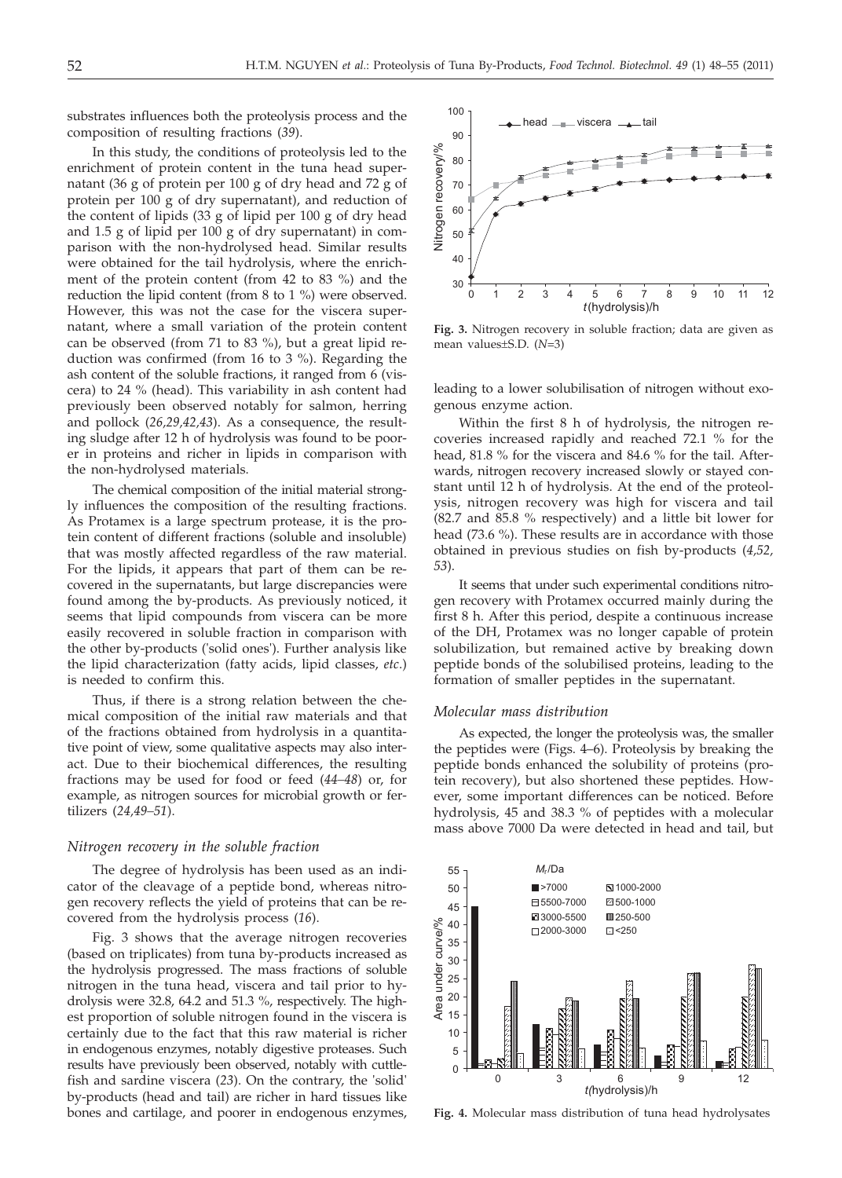substrates influences both the proteolysis process and the composition of resulting fractions (*39*).

In this study, the conditions of proteolysis led to the enrichment of protein content in the tuna head supernatant (36 g of protein per 100 g of dry head and 72 g of protein per 100 g of dry supernatant), and reduction of the content of lipids (33 g of lipid per 100 g of dry head and 1.5 g of lipid per 100 g of dry supernatant) in comparison with the non-hydrolysed head. Similar results were obtained for the tail hydrolysis, where the enrichment of the protein content (from 42 to 83 %) and the reduction the lipid content (from 8 to 1 %) were observed. However, this was not the case for the viscera supernatant, where a small variation of the protein content can be observed (from 71 to 83 %), but a great lipid reduction was confirmed (from 16 to 3 %). Regarding the ash content of the soluble fractions, it ranged from 6 (viscera) to 24 % (head). This variability in ash content had previously been observed notably for salmon, herring and pollock (*26,29,42,43*). As a consequence, the resulting sludge after 12 h of hydrolysis was found to be poorer in proteins and richer in lipids in comparison with the non-hydrolysed materials.

The chemical composition of the initial material strongly influences the composition of the resulting fractions. As Protamex is a large spectrum protease, it is the protein content of different fractions (soluble and insoluble) that was mostly affected regardless of the raw material. For the lipids, it appears that part of them can be recovered in the supernatants, but large discrepancies were found among the by-products. As previously noticed, it seems that lipid compounds from viscera can be more easily recovered in soluble fraction in comparison with the other by-products ('solid ones'). Further analysis like the lipid characterization (fatty acids, lipid classes, *etc.*) is needed to confirm this.

Thus, if there is a strong relation between the chemical composition of the initial raw materials and that of the fractions obtained from hydrolysis in a quantitative point of view, some qualitative aspects may also interact. Due to their biochemical differences, the resulting fractions may be used for food or feed (*44–48*) or, for example, as nitrogen sources for microbial growth or fertilizers (*24,49–51*).

### *Nitrogen recovery in the soluble fraction*

The degree of hydrolysis has been used as an indicator of the cleavage of a peptide bond, whereas nitrogen recovery reflects the yield of proteins that can be recovered from the hydrolysis process (*16*).

Fig. 3 shows that the average nitrogen recoveries (based on triplicates) from tuna by-products increased as the hydrolysis progressed. The mass fractions of soluble nitrogen in the tuna head, viscera and tail prior to hydrolysis were 32.8, 64.2 and 51.3 %, respectively. The highest proportion of soluble nitrogen found in the viscera is certainly due to the fact that this raw material is richer in endogenous enzymes, notably digestive proteases. Such results have previously been observed, notably with cuttlefish and sardine viscera (*23*). On the contrary, the 'solid' by-products (head and tail) are richer in hard tissues like bones and cartilage, and poorer in endogenous enzymes, leading to a lower solubilisation of nitrogen without exogenous enzyme action.

**Fig. 3.** Nitrogen recovery in soluble fraction; data are given as mean values±S.D. ($N$=3)

Within the first 8 h of hydrolysis, the nitrogen recoveries increased rapidly and reached 72.1 % for the head, 81.8 % for the viscera and 84.6 % for the tail. Afterwards, nitrogen recovery increased slowly or stayed constant until 12 h of hydrolysis. At the end of the proteolysis, nitrogen recovery was high for viscera and tail (82.7 and 85.8 % respectively) and a little bit lower for head (73.6 %). These results are in accordance with those obtained in previous studies on fish by-products (*4,52, 53*).

It seems that under such experimental conditions nitrogen recovery with Protamex occurred mainly during the first 8 h. After this period, despite a continuous increase of the DH, Protamex was no longer capable of protein solubilization, but remained active by breaking down peptide bonds of the solubilised proteins, leading to the formation of smaller peptides in the supernatant.

### *Molecular mass distribution*

As expected, the longer the proteolysis was, the smaller the peptides were (Figs. 4–6). Proteolysis by breaking the peptide bonds enhanced the solubility of proteins (protein recovery), but also shortened these peptides. However, some important differences can be noticed. Before hydrolysis, 45 and 38.3 % of peptides with a molecular mass above 7000 Da were detected in head and tail, but

**Fig. 4.** Molecular mass distribution of tuna head hydrolysates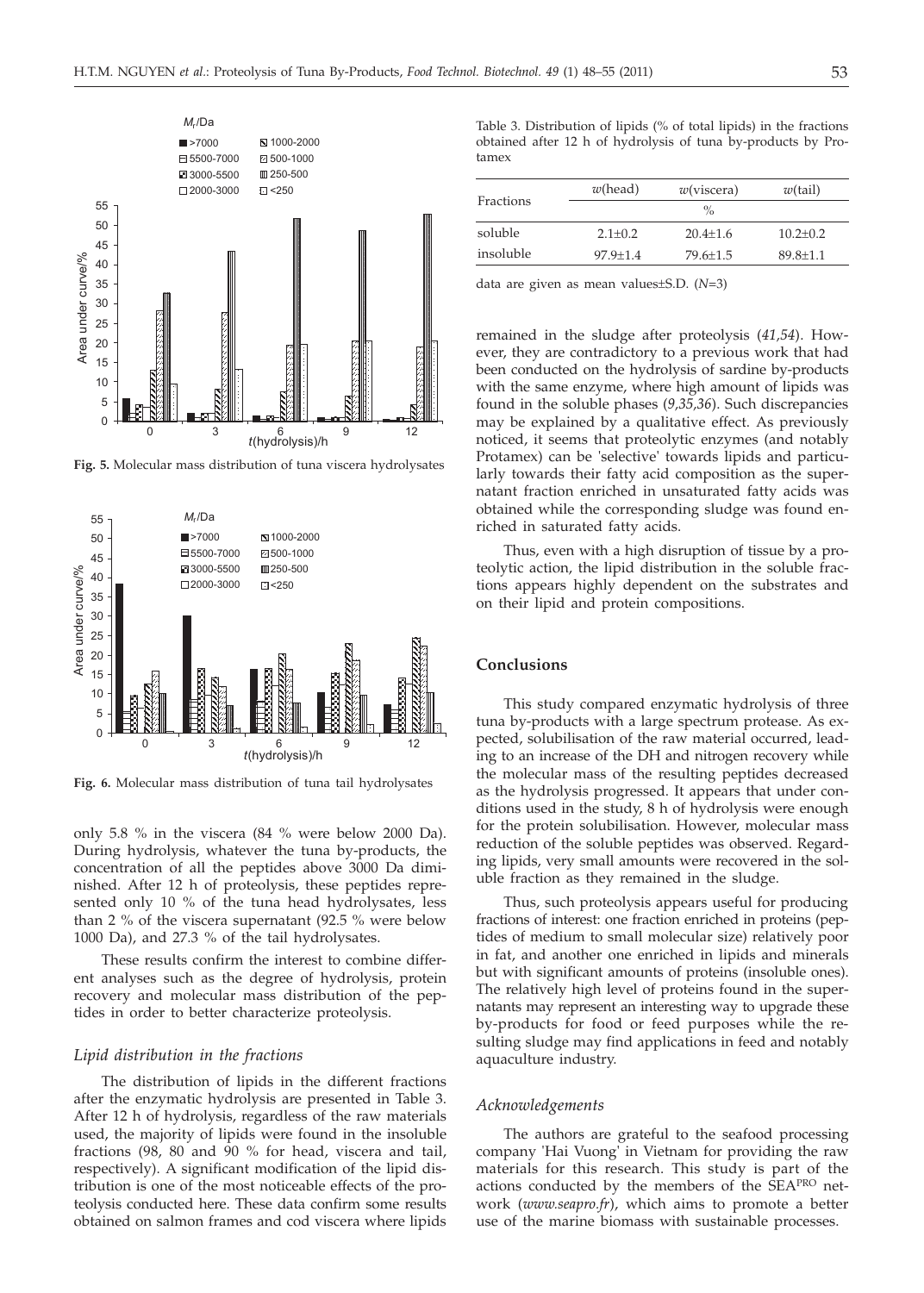Fig. 5. Molecular mass distribution of tuna viscera hydrolysates

Fig. 6. Molecular mass distribution of tuna tail hydrolysates

only 5.8 % in the viscera (84 % were below 2000 Da). During hydrolysis, whatever the tuna by-products, the concentration of all the peptides above 3000 Da diminished. After 12 h of proteolysis, these peptides represented only 10 % of the tuna head hydrolysates, less than 2 % of the viscera supernatant (92.5 % were below 1000 Da), and 27.3 % of the tail hydrolysates.

These results confirm the interest to combine different analyses such as the degree of hydrolysis, protein recovery and molecular mass distribution of the peptides in order to better characterize proteolysis.

### *Lipid distribution in the fractions*

The distribution of lipids in the different fractions after the enzymatic hydrolysis are presented in Table 3. After 12 h of hydrolysis, regardless of the raw materials used, the majority of lipids were found in the insoluble fractions (98, 80 and 90 % for head, viscera and tail, respectively). A significant modification of the lipid distribution is one of the most noticeable effects of the proteolysis conducted here. These data confirm some results obtained on salmon frames and cod viscera where lipids remained in the sludge after proteolysis (*41,54*). However, they are contradictory to a previous work that had been conducted on the hydrolysis of sardine by-products with the same enzyme, where high amount of lipids was found in the soluble phases (*9,35,36*). Such discrepancies may be explained by a qualitative effect. As previously noticed, it seems that proteolytic enzymes (and notably Protamex) can be 'selective' towards lipids and particularly towards their fatty acid composition as the supernatant fraction enriched in unsaturated fatty acids was obtained while the corresponding sludge was found enriched in saturated fatty acids.

Table 3. Distribution of lipids (% of total lipids) in the fractions obtained after 12 h of hydrolysis of tuna by-products by Protamex

| Fractions | $w$(head) | $w$(viscera) | $w$(tail) |
|---|---|---|---|
| | % | | |
| soluble | 2.1±0.2 | 20.4±1.6 | 10.2±0.2 |
| insoluble | 97.9±1.4 | 79.6±1.5 | 89.8±1.1 |

data are given as mean values±S.D. ($N$=3)

Thus, even with a high disruption of tissue by a proteolytic action, the lipid distribution in the soluble fractions appears highly dependent on the substrates and on their lipid and protein compositions.

## Conclusions

This study compared enzymatic hydrolysis of three tuna by-products with a large spectrum protease. As expected, solubilisation of the raw material occurred, leading to an increase of the DH and nitrogen recovery while the molecular mass of the resulting peptides decreased as the hydrolysis progressed. It appears that under conditions used in the study, 8 h of hydrolysis were enough for the protein solubilisation. However, molecular mass reduction of the soluble peptides was observed. Regarding lipids, very small amounts were recovered in the soluble fraction as they remained in the sludge.

Thus, such proteolysis appears useful for producing fractions of interest: one fraction enriched in proteins (peptides of medium to small molecular size) relatively poor in fat, and another one enriched in lipids and minerals but with significant amounts of proteins (insoluble ones). The relatively high level of proteins found in the supernatants may represent an interesting way to upgrade these by-products for food or feed purposes while the resulting sludge may find applications in feed and notably aquaculture industry.

### *Acknowledgements*

The authors are grateful to the seafood processing company 'Hai Vuong' in Vietnam for providing the raw materials for this research. This study is part of the actions conducted by the members of the SEA[PRO] network (*www.seapro.fr*), which aims to promote a better use of the marine biomass with sustainable processes.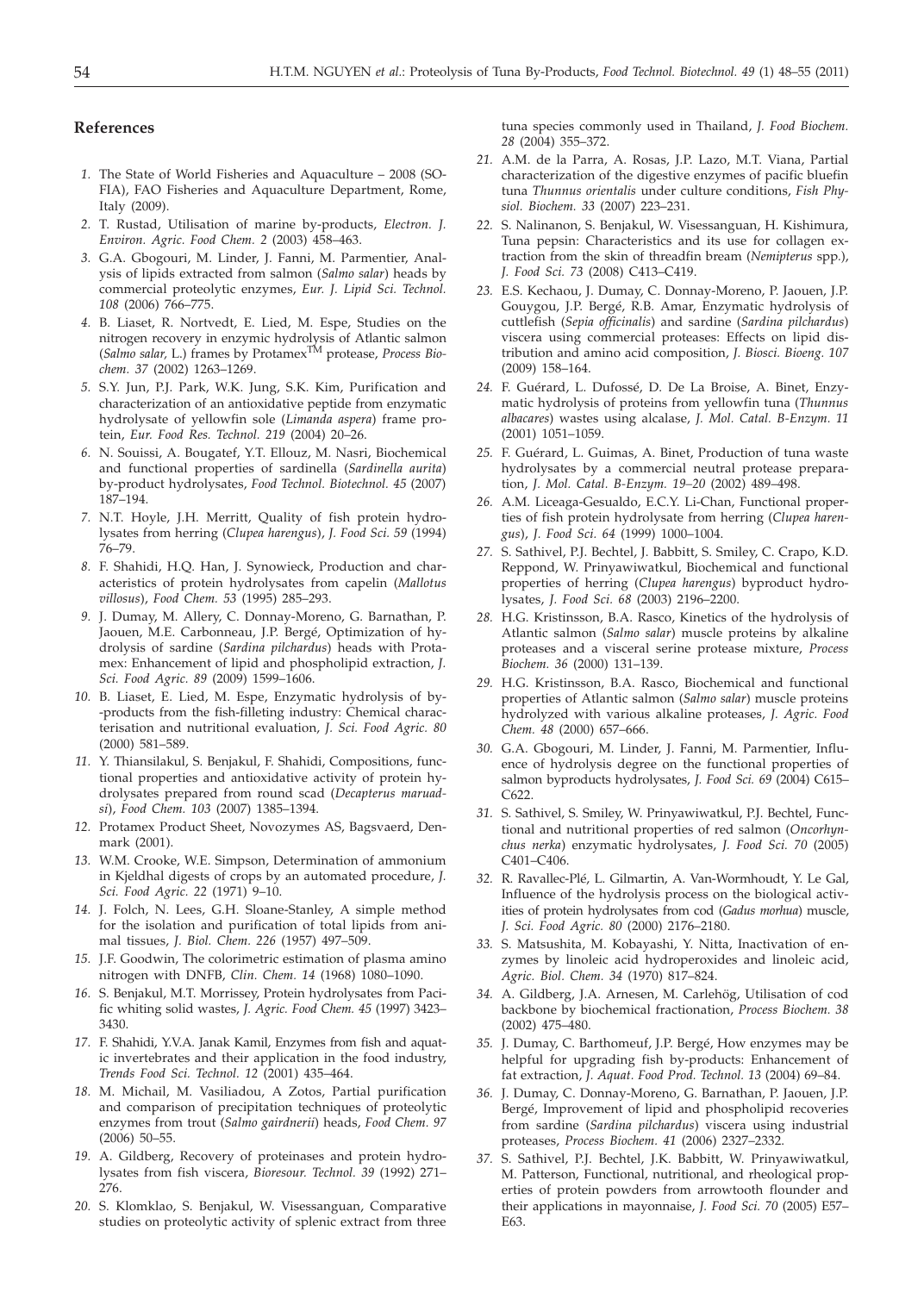## References

1. The State of World Fisheries and Aquaculture – 2008 (SOFIA), FAO Fisheries and Aquaculture Department, Rome, Italy (2009).
2. T. Rustad, Utilisation of marine by-products, *Electron. J. Environ. Agric. Food Chem. 2* (2003) 458–463.
3. G.A. Gbogouri, M. Linder, J. Fanni, M. Parmentier, Analysis of lipids extracted from salmon (*Salmo salar*) heads by commercial proteolytic enzymes, *Eur. J. Lipid Sci. Technol. 108* (2006) 766–775.
4. B. Liaset, R. Nortvedt, E. Lied, M. Espe, Studies on the nitrogen recovery in enzymic hydrolysis of Atlantic salmon (*Salmo salar*, L.) frames by Protamex$^{TM}$ protease, *Process Biochem. 37* (2002) 1263–1269.
5. S.Y. Jun, P.J. Park, W.K. Jung, S.K. Kim, Purification and characterization of an antioxidative peptide from enzymatic hydrolysate of yellowfin sole (*Limanda aspera*) frame protein, *Eur. Food Res. Technol. 219* (2004) 20–26.
6. N. Souissi, A. Bougatef, Y.T. Ellouz, M. Nasri, Biochemical and functional properties of sardinella (*Sardinella aurita*) by-product hydrolysates, *Food Technol. Biotechnol. 45* (2007) 187–194.
7. N.T. Hoyle, J.H. Merritt, Quality of fish protein hydrolysates from herring (*Clupea harengus*), *J. Food Sci. 59* (1994) 76–79.
8. F. Shahidi, H.Q. Han, J. Synowieck, Production and characteristics of protein hydrolysates from capelin (*Mallotus villosus*), *Food Chem. 53* (1995) 285–293.
9. J. Dumay, M. Allery, C. Donnay-Moreno, G. Barnathan, P. Jaouen, M.E. Carbonneau, J.P. Bergé, Optimization of hydrolysis of sardine (*Sardina pilchardus*) heads with Protamex: Enhancement of lipid and phospholipid extraction, *J. Sci. Food Agric. 89* (2009) 1599–1606.
10. B. Liaset, E. Lied, M. Espe, Enzymatic hydrolysis of by-products from the fish-filleting industry: Chemical characterisation and nutritional evaluation, *J. Sci. Food Agric. 80* (2000) 581–589.
11. Y. Thiansilakul, S. Benjakul, F. Shahidi, Compositions, functional properties and antioxidative activity of protein hydrolysates prepared from round scad (*Decapterus maruadsi*), *Food Chem. 103* (2007) 1385–1394.
12. Protamex Product Sheet, Novozymes AS, Bagsvaerd, Denmark (2001).
13. W.M. Crooke, W.E. Simpson, Determination of ammonium in Kjeldhal digests of crops by an automated procedure, *J. Sci. Food Agric. 22* (1971) 9–10.
14. J. Folch, N. Lees, G.H. Sloane-Stanley, A simple method for the isolation and purification of total lipids from animal tissues, *J. Biol. Chem. 226* (1957) 497–509.
15. J.F. Goodwin, The colorimetric estimation of plasma amino nitrogen with DNFB, *Clin. Chem. 14* (1968) 1080–1090.
16. S. Benjakul, M.T. Morrissey, Protein hydrolysates from Pacific whiting solid wastes, *J. Agric. Food Chem. 45* (1997) 3423–3430.
17. F. Shahidi, Y.V.A. Janak Kamil, Enzymes from fish and aquatic invertebrates and their application in the food industry, *Trends Food Sci. Technol. 12* (2001) 435–464.
18. M. Michail, M. Vasiliadou, A Zotos, Partial purification and comparison of precipitation techniques of proteolytic enzymes from trout (*Salmo gairdnerii*) heads, *Food Chem. 97* (2006) 50–55.
19. A. Gildberg, Recovery of proteinases and protein hydrolysates from fish viscera, *Bioresour. Technol. 39* (1992) 271–276.
20. S. Klomklao, S. Benjakul, W. Visessanguan, Comparative studies on proteolytic activity of splenic extract from three tuna species commonly used in Thailand, *J. Food Biochem. 28* (2004) 355–372.
21. A.M. de la Parra, A. Rosas, J.P. Lazo, M.T. Viana, Partial characterization of the digestive enzymes of pacific bluefin tuna *Thunnus orientalis* under culture conditions, *Fish Physiol. Biochem. 33* (2007) 223–231.
22. S. Nalinanon, S. Benjakul, W. Visessanguan, H. Kishimura, Tuna pepsin: Characteristics and its use for collagen extraction from the skin of threadfin bream (*Nemipterus* spp.), *J. Food Sci. 73* (2008) C413–C419.
23. E.S. Kechaou, J. Dumay, C. Donnay-Moreno, P. Jaouen, J.P. Gouygou, J.P. Bergé, R.B. Amar, Enzymatic hydrolysis of cuttlefish (*Sepia officinalis*) and sardine (*Sardina pilchardus*) viscera using commercial proteases: Effects on lipid distribution and amino acid composition, *J. Biosci. Bioeng. 107* (2009) 158–164.
24. F. Guérard, L. Dufossé, D. De La Broise, A. Binet, Enzymatic hydrolysis of proteins from yellowfin tuna (*Thunnus albacares*) wastes using alcalase, *J. Mol. Catal. B-Enzym. 11* (2001) 1051–1059.
25. F. Guérard, L. Guimas, A. Binet, Production of tuna waste hydrolysates by a commercial neutral protease preparation, *J. Mol. Catal. B-Enzym. 19–20* (2002) 489–498.
26. A.M. Liceaga-Gesualdo, E.C.Y. Li-Chan, Functional properties of fish protein hydrolysate from herring (*Clupea harengus*), *J. Food Sci. 64* (1999) 1000–1004.
27. S. Sathivel, P.J. Bechtel, J. Babbitt, S. Smiley, C. Crapo, K.D. Reppond, W. Prinyawiwatkul, Biochemical and functional properties of herring (*Clupea harengus*) byproduct hydrolysates, *J. Food Sci. 68* (2003) 2196–2200.
28. H.G. Kristinsson, B.A. Rasco, Kinetics of the hydrolysis of Atlantic salmon (*Salmo salar*) muscle proteins by alkaline proteases and a visceral serine protease mixture, *Process Biochem. 36* (2000) 131–139.
29. H.G. Kristinsson, B.A. Rasco, Biochemical and functional properties of Atlantic salmon (*Salmo salar*) muscle proteins hydrolyzed with various alkaline proteases, *J. Agric. Food Chem. 48* (2000) 657–666.
30. G.A. Gbogouri, M. Linder, J. Fanni, M. Parmentier, Influence of hydrolysis degree on the functional properties of salmon byproducts hydrolysates, *J. Food Sci. 69* (2004) C615–C622.
31. S. Sathivel, S. Smiley, W. Prinyawiwatkul, P.J. Bechtel, Functional and nutritional properties of red salmon (*Oncorhynchus nerka*) enzymatic hydrolysates, *J. Food Sci. 70* (2005) C401–C406.
32. R. Ravallec-Plé, L. Gilmartin, A. Van-Wormhoudt, Y. Le Gal, Influence of the hydrolysis process on the biological activities of protein hydrolysates from cod (*Gadus morhua*) muscle, *J. Sci. Food Agric. 80* (2000) 2176–2180.
33. S. Matsushita, M. Kobayashi, Y. Nitta, Inactivation of enzymes by linoleic acid hydroperoxides and linoleic acid, *Agric. Biol. Chem. 34* (1970) 817–824.
34. A. Gildberg, J.A. Arnesen, M. Carlehög, Utilisation of cod backbone by biochemical fractionation, *Process Biochem. 38* (2002) 475–480.
35. J. Dumay, C. Barthomeuf, J.P. Bergé, How enzymes may be helpful for upgrading fish by-products: Enhancement of fat extraction, *J. Aquat. Food Prod. Technol. 13* (2004) 69–84.
36. J. Dumay, C. Donnay-Moreno, G. Barnathan, P. Jaouen, J.P. Bergé, Improvement of lipid and phospholipid recoveries from sardine (*Sardina pilchardus*) viscera using industrial proteases, *Process Biochem. 41* (2006) 2327–2332.
37. S. Sathivel, P.J. Bechtel, J.K. Babbitt, W. Prinyawiwatkul, M. Patterson, Functional, nutritional, and rheological properties of protein powders from arrowtooth flounder and their applications in mayonnaise, *J. Food Sci. 70* (2005) E57–E63.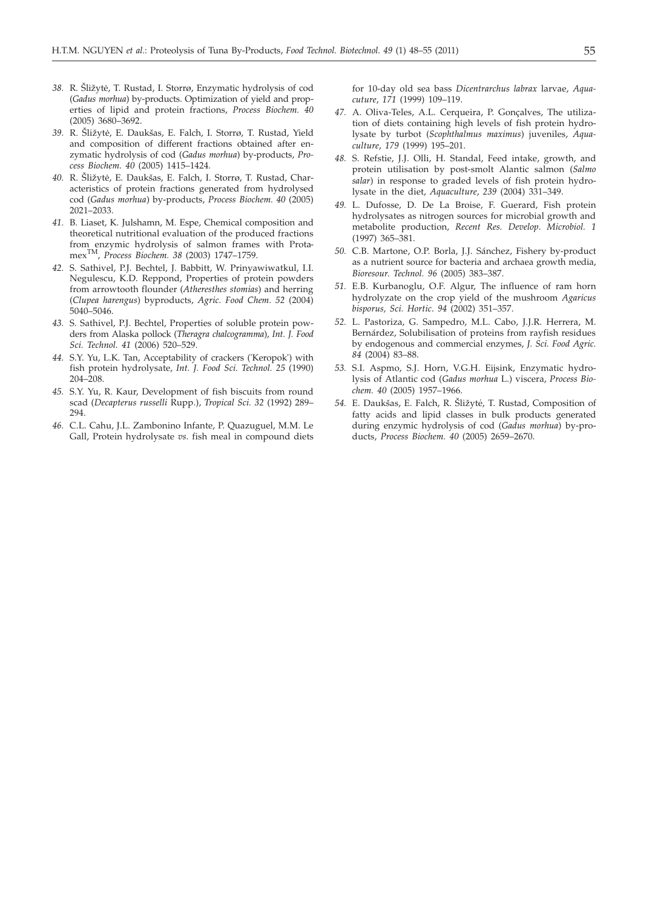38. R. Šližytė, T. Rustad, I. Storrø, Enzymatic hydrolysis of cod (*Gadus morhua*) by-products. Optimization of yield and properties of lipid and protein fractions, *Process Biochem. 40* (2005) 3680–3692.

39. R. Šližytė, E. Daukšas, E. Falch, I. Storrø, T. Rustad, Yield and composition of different fractions obtained after enzymatic hydrolysis of cod (*Gadus morhua*) by-products, *Process Biochem. 40* (2005) 1415–1424.

40. R. Šližytė, E. Daukšas, E. Falch, I. Storrø, T. Rustad, Characteristics of protein fractions generated from hydrolysed cod (*Gadus morhua*) by-products, *Process Biochem. 40* (2005) 2021–2033.

41. B. Liaset, K. Julshamn, M. Espe, Chemical composition and theoretical nutritional evaluation of the produced fractions from enzymic hydrolysis of salmon frames with Protamex$^{TM}$, *Process Biochem. 38* (2003) 1747–1759.

42. S. Sathivel, P.J. Bechtel, J. Babbitt, W. Prinyawiwatkul, I.I. Negulescu, K.D. Reppond, Properties of protein powders from arrowtooth flounder (*Atheresthes stomias*) and herring (*Clupea harengus*) byproducts, *Agric. Food Chem. 52* (2004) 5040–5046.

43. S. Sathivel, P.J. Bechtel, Properties of soluble protein powders from Alaska pollock (*Theragra chalcogramma*), *Int. J. Food Sci. Technol. 41* (2006) 520–529.

44. S.Y. Yu, L.K. Tan, Acceptability of crackers ('Keropok') with fish protein hydrolysate, *Int. J. Food Sci. Technol. 25* (1990) 204–208.

45. S.Y. Yu, R. Kaur, Development of fish biscuits from round scad (*Decapterus russelli* Rupp.), *Tropical Sci. 32* (1992) 289–294.

46. C.L. Cahu, J.L. Zambonino Infante, P. Quazuguel, M.M. Le Gall, Protein hydrolysate *vs.* fish meal in compound diets for 10-day old sea bass *Dicentrarchus labrax* larvae, *Aquacuture, 171* (1999) 109–119.

47. A. Oliva-Teles, A.L. Cerqueira, P. Gonçalves, The utilization of diets containing high levels of fish protein hydrolysate by turbot (*Scophthalmus maximus*) juveniles, *Aquaculture, 179* (1999) 195–201.

48. S. Refstie, J.J. Olli, H. Standal, Feed intake, growth, and protein utilisation by post-smolt Alantic salmon (*Salmo salar*) in response to graded levels of fish protein hydrolysate in the diet, *Aquaculture, 239* (2004) 331–349.

49. L. Dufosse, D. De La Broise, F. Guerard, Fish protein hydrolysates as nitrogen sources for microbial growth and metabolite production, *Recent Res. Develop. Microbiol. 1* (1997) 365–381.

50. C.B. Martone, O.P. Borla, J.J. Sánchez, Fishery by-product as a nutrient source for bacteria and archaea growth media, *Bioresour. Technol. 96* (2005) 383–387.

51. E.B. Kurbanoglu, O.F. Algur, The influence of ram horn hydrolyzate on the crop yield of the mushroom *Agaricus bisporus, Sci. Hortic. 94* (2002) 351–357.

52. L. Pastoriza, G. Sampedro, M.L. Cabo, J.J.R. Herrera, M. Bernárdez, Solubilisation of proteins from rayfish residues by endogenous and commercial enzymes, *J. Sci. Food Agric. 84* (2004) 83–88.

53. S.I. Aspmo, S.J. Horn, V.G.H. Eijsink, Enzymatic hydrolysis of Atlantic cod (*Gadus morhua* L.) viscera, *Process Biochem. 40* (2005) 1957–1966.

54. E. Daukšas, E. Falch, R. Šližytė, T. Rustad, Composition of fatty acids and lipid classes in bulk products generated during enzymic hydrolysis of cod (*Gadus morhua*) by-products, *Process Biochem. 40* (2005) 2659–2670.